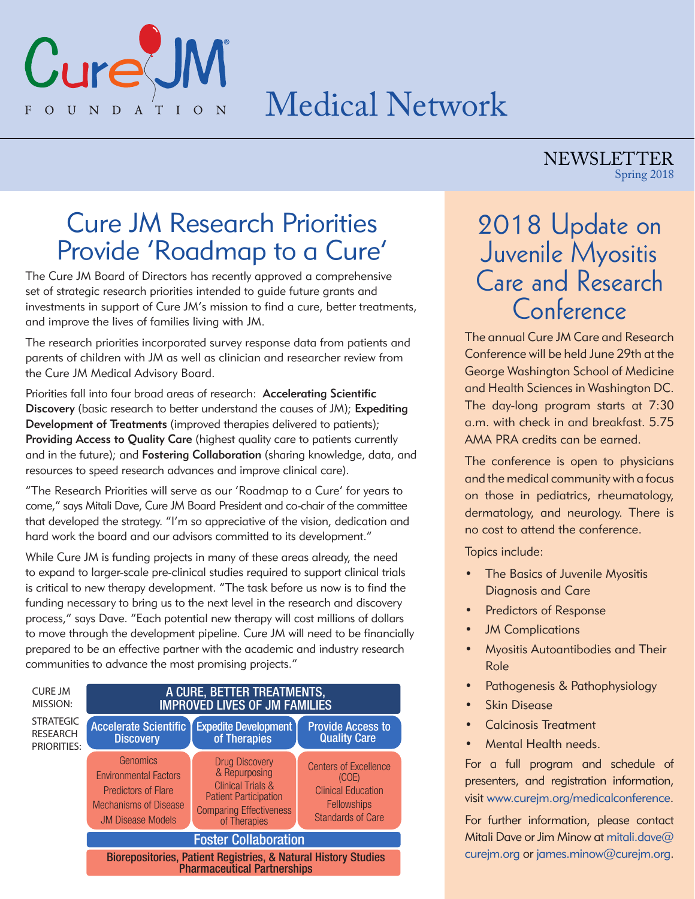Cure JM FOUNDATION

# Medical Network

NEWSLETTER
Spring 2018

## Cure JM Research Priorities Provide 'Roadmap to a Cure'

The Cure JM Board of Directors has recently approved a comprehensive set of strategic research priorities intended to guide future grants and investments in support of Cure JM's mission to find a cure, better treatments, and improve the lives of families living with JM.

The research priorities incorporated survey response data from patients and parents of children with JM as well as clinician and researcher review from the Cure JM Medical Advisory Board.

Priorities fall into four broad areas of research: **Accelerating Scientific Discovery** (basic research to better understand the causes of JM); **Expediting Development of Treatments** (improved therapies delivered to patients); **Providing Access to Quality Care** (highest quality care to patients currently and in the future); and **Fostering Collaboration** (sharing knowledge, data, and resources to speed research advances and improve clinical care).

"The Research Priorities will serve as our 'Roadmap to a Cure' for years to come," says Mitali Dave, Cure JM Board President and co-chair of the committee that developed the strategy. "I'm so appreciative of the vision, dedication and hard work the board and our advisors committed to its development."

While Cure JM is funding projects in many of these areas already, the need to expand to larger-scale pre-clinical studies required to support clinical trials is critical to new therapy development. "The task before us now is to find the funding necessary to bring us to the next level in the research and discovery process," says Dave. "Each potential new therapy will cost millions of dollars to move through the development pipeline. Cure JM will need to be financially prepared to be an effective partner with the academic and industry research communities to advance the most promising projects."

| CURE JM MISSION: | A CURE, BETTER TREATMENTS, IMPROVED LIVES OF JM FAMILIES | | |
|---|---|---|---|
| STRATEGIC RESEARCH PRIORITIES: | Accelerate Scientific Discovery | Expedite Development of Therapies | Provide Access to Quality Care |
| | Genomics<br>Environmental Factors<br>Predictors of Flare<br>Mechanisms of Disease<br>JM Disease Models | Drug Discovery & Repurposing<br>Clinical Trials & Patient Participation<br>Comparing Effectiveness of Therapies | Centers of Excellence (COE)<br>Clinical Education<br>Fellowships<br>Standards of Care |
| | Foster Collaboration | | |
| | Biorepositories, Patient Registries, & Natural History Studies<br>Pharmaceutical Partnerships | | |

## 2018 Update on Juvenile Myositis Care and Research Conference

The annual Cure JM Care and Research Conference will be held June 29th at the George Washington School of Medicine and Health Sciences in Washington DC. The day-long program starts at 7:30 a.m. with check in and breakfast. 5.75 AMA PRA credits can be earned.

The conference is open to physicians and the medical community with a focus on those in pediatrics, rheumatology, dermatology, and neurology. There is no cost to attend the conference.

Topics include:

- The Basics of Juvenile Myositis Diagnosis and Care
- Predictors of Response
- JM Complications
- Myositis Autoantibodies and Their Role
- Pathogenesis & Pathophysiology
- Skin Disease
- Calcinosis Treatment
- Mental Health needs.

For a full program and schedule of presenters, and registration information, visit www.curejm.org/medicalconference.

For further information, please contact Mitali Dave or Jim Minow at mitali.dave@curejm.org or james.minow@curejm.org.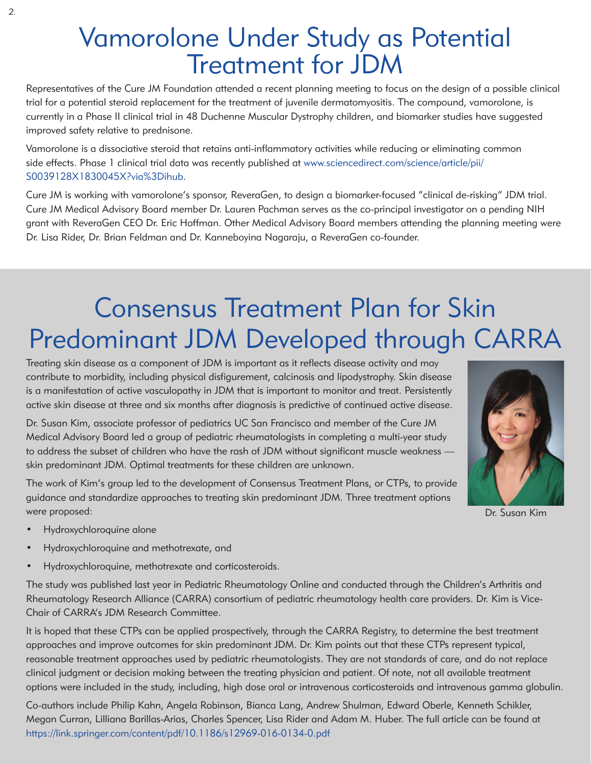# Vamorolone Under Study as Potential Treatment for JDM

Representatives of the Cure JM Foundation attended a recent planning meeting to focus on the design of a possible clinical trial for a potential steroid replacement for the treatment of juvenile dermatomyositis. The compound, vamorolone, is currently in a Phase II clinical trial in 48 Duchenne Muscular Dystrophy children, and biomarker studies have suggested improved safety relative to prednisone.

Vamorolone is a dissociative steroid that retains anti-inflammatory activities while reducing or eliminating common side effects. Phase 1 clinical trial data was recently published at www.sciencedirect.com/science/article/pii/S0039128X1830045X?via%3Dihub.

Cure JM is working with vamorolone's sponsor, ReveraGen, to design a biomarker-focused "clinical de-risking" JDM trial. Cure JM Medical Advisory Board member Dr. Lauren Pachman serves as the co-principal investigator on a pending NIH grant with ReveraGen CEO Dr. Eric Hoffman. Other Medical Advisory Board members attending the planning meeting were Dr. Lisa Rider, Dr. Brian Feldman and Dr. Kanneboyina Nagaraju, a ReveraGen co-founder.

# Consensus Treatment Plan for Skin Predominant JDM Developed through CARRA

Treating skin disease as a component of JDM is important as it reflects disease activity and may contribute to morbidity, including physical disfigurement, calcinosis and lipodystrophy. Skin disease is a manifestation of active vasculopathy in JDM that is important to monitor and treat. Persistently active skin disease at three and six months after diagnosis is predictive of continued active disease.

Dr. Susan Kim, associate professor of pediatrics UC San Francisco and member of the Cure JM Medical Advisory Board led a group of pediatric rheumatologists in completing a multi-year study to address the subset of children who have the rash of JDM without significant muscle weakness — skin predominant JDM. Optimal treatments for these children are unknown.

Dr. Susan Kim

The work of Kim's group led to the development of Consensus Treatment Plans, or CTPs, to provide guidance and standardize approaches to treating skin predominant JDM. Three treatment options were proposed:

- Hydroxychloroquine alone
- Hydroxychloroquine and methotrexate, and
- Hydroxychloroquine, methotrexate and corticosteroids.

The study was published last year in Pediatric Rheumatology Online and conducted through the Children's Arthritis and Rheumatology Research Alliance (CARRA) consortium of pediatric rheumatology health care providers. Dr. Kim is Vice-Chair of CARRA's JDM Research Committee.

It is hoped that these CTPs can be applied prospectively, through the CARRA Registry, to determine the best treatment approaches and improve outcomes for skin predominant JDM. Dr. Kim points out that these CTPs represent typical, reasonable treatment approaches used by pediatric rheumatologists. They are not standards of care, and do not replace clinical judgment or decision making between the treating physician and patient. Of note, not all available treatment options were included in the study, including, high dose oral or intravenous corticosteroids and intravenous gamma globulin.

Co-authors include Philip Kahn, Angela Robinson, Bianca Lang, Andrew Shulman, Edward Oberle, Kenneth Schikler, Megan Curran, Lilliana Barillas-Arias, Charles Spencer, Lisa Rider and Adam M. Huber. The full article can be found at https://link.springer.com/content/pdf/10.1186/s12969-016-0134-0.pdf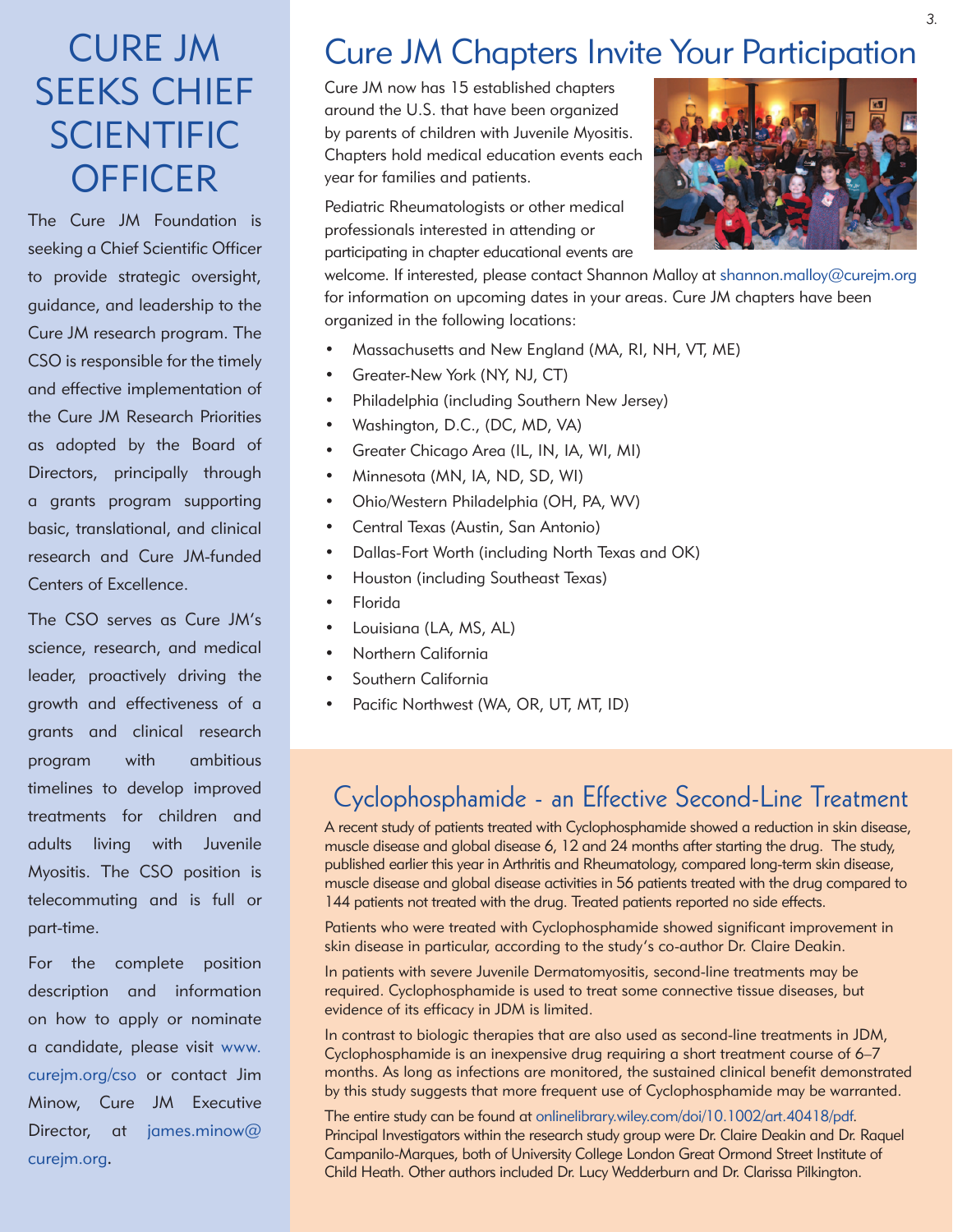# CURE JM SEEKS CHIEF SCIENTIFIC OFFICER

The Cure JM Foundation is seeking a Chief Scientific Officer to provide strategic oversight, guidance, and leadership to the Cure JM research program. The CSO is responsible for the timely and effective implementation of the Cure JM Research Priorities as adopted by the Board of Directors, principally through a grants program supporting basic, translational, and clinical research and Cure JM-funded Centers of Excellence.

The CSO serves as Cure JM's science, research, and medical leader, proactively driving the growth and effectiveness of a grants and clinical research program with ambitious timelines to develop improved treatments for children and adults living with Juvenile Myositis. The CSO position is telecommuting and is full or part-time.

For the complete position description and information on how to apply or nominate a candidate, please visit www.curejm.org/cso or contact Jim Minow, Cure JM Executive Director, at james.minow@curejm.org.

# Cure JM Chapters Invite Your Participation

Cure JM now has 15 established chapters around the U.S. that have been organized by parents of children with Juvenile Myositis. Chapters hold medical education events each year for families and patients.

Pediatric Rheumatologists or other medical professionals interested in attending or participating in chapter educational events are welcome. If interested, please contact Shannon Malloy at shannon.malloy@curejm.org for information on upcoming dates in your areas. Cure JM chapters have been organized in the following locations:

- Massachusetts and New England (MA, RI, NH, VT, ME)
- Greater-New York (NY, NJ, CT)
- Philadelphia (including Southern New Jersey)
- Washington, D.C., (DC, MD, VA)
- Greater Chicago Area (IL, IN, IA, WI, MI)
- Minnesota (MN, IA, ND, SD, WI)
- Ohio/Western Philadelphia (OH, PA, WV)
- Central Texas (Austin, San Antonio)
- Dallas-Fort Worth (including North Texas and OK)
- Houston (including Southeast Texas)
- Florida
- Louisiana (LA, MS, AL)
- Northern California
- Southern California
- Pacific Northwest (WA, OR, UT, MT, ID)

## Cyclophosphamide - an Effective Second-Line Treatment

A recent study of patients treated with Cyclophosphamide showed a reduction in skin disease, muscle disease and global disease 6, 12 and 24 months after starting the drug. The study, published earlier this year in Arthritis and Rheumatology, compared long-term skin disease, muscle disease and global disease activities in 56 patients treated with the drug compared to 144 patients not treated with the drug. Treated patients reported no side effects.

Patients who were treated with Cyclophosphamide showed significant improvement in skin disease in particular, according to the study's co-author Dr. Claire Deakin.

In patients with severe Juvenile Dermatomyositis, second-line treatments may be required. Cyclophosphamide is used to treat some connective tissue diseases, but evidence of its efficacy in JDM is limited.

In contrast to biologic therapies that are also used as second-line treatments in JDM, Cyclophosphamide is an inexpensive drug requiring a short treatment course of 6–7 months. As long as infections are monitored, the sustained clinical benefit demonstrated by this study suggests that more frequent use of Cyclophosphamide may be warranted.

The entire study can be found at onlinelibrary.wiley.com/doi/10.1002/art.40418/pdf. Principal Investigators within the research study group were Dr. Claire Deakin and Dr. Raquel Campanilo-Marques, both of University College London Great Ormond Street Institute of Child Heath. Other authors included Dr. Lucy Wedderburn and Dr. Clarissa Pilkington.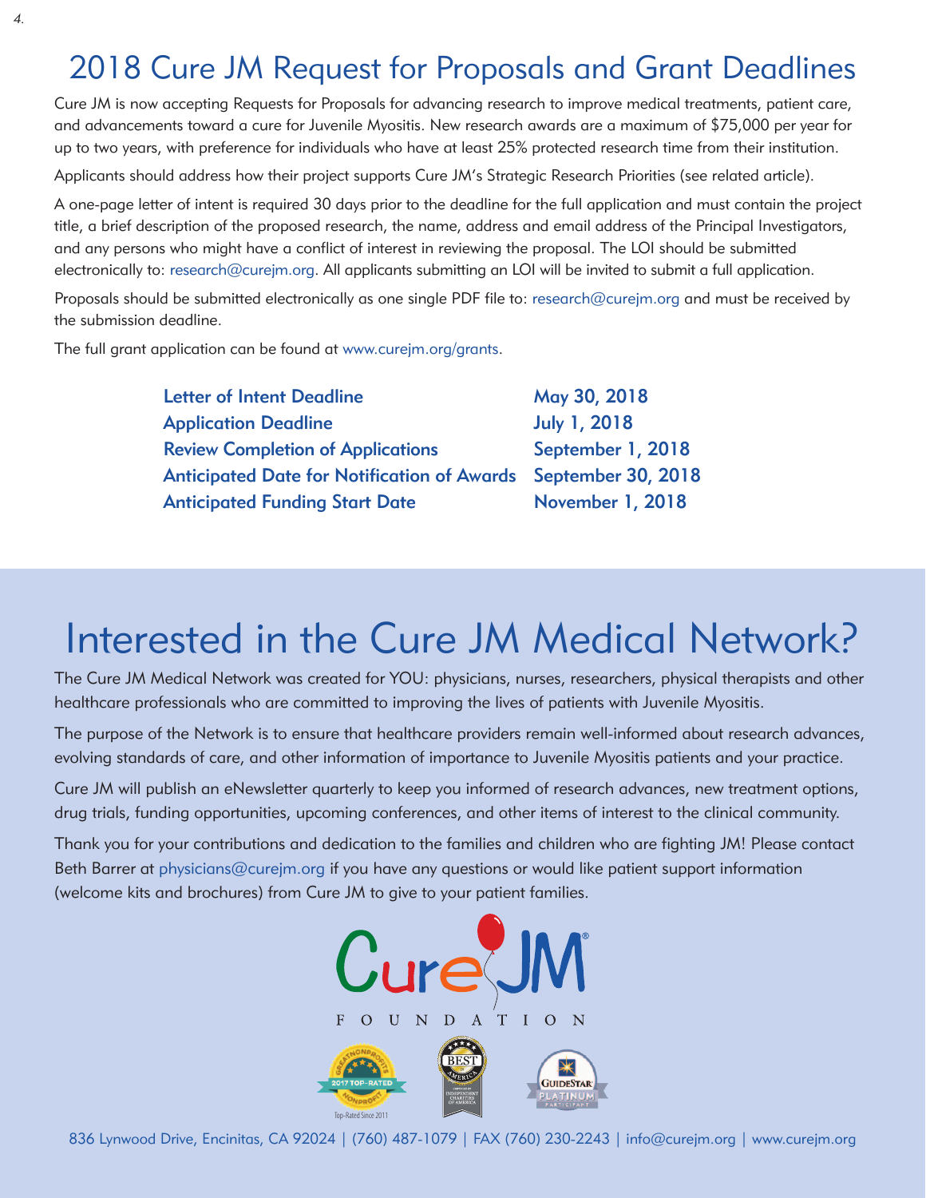# 2018 Cure JM Request for Proposals and Grant Deadlines

Cure JM is now accepting Requests for Proposals for advancing research to improve medical treatments, patient care, and advancements toward a cure for Juvenile Myositis. New research awards are a maximum of $75,000 per year for up to two years, with preference for individuals who have at least 25% protected research time from their institution.

Applicants should address how their project supports Cure JM's Strategic Research Priorities (see related article).

A one-page letter of intent is required 30 days prior to the deadline for the full application and must contain the project title, a brief description of the proposed research, the name, address and email address of the Principal Investigators, and any persons who might have a conflict of interest in reviewing the proposal. The LOI should be submitted electronically to: research@curejm.org. All applicants submitting an LOI will be invited to submit a full application.

Proposals should be submitted electronically as one single PDF file to: research@curejm.org and must be received by the submission deadline.

The full grant application can be found at www.curejm.org/grants.

| | |
|---|---|
| **Letter of Intent Deadline** | **May 30, 2018** |
| **Application Deadline** | **July 1, 2018** |
| **Review Completion of Applications** | **September 1, 2018** |
| **Anticipated Date for Notification of Awards** | **September 30, 2018** |
| **Anticipated Funding Start Date** | **November 1, 2018** |

# Interested in the Cure JM Medical Network?

The Cure JM Medical Network was created for YOU: physicians, nurses, researchers, physical therapists and other healthcare professionals who are committed to improving the lives of patients with Juvenile Myositis.

The purpose of the Network is to ensure that healthcare providers remain well-informed about research advances, evolving standards of care, and other information of importance to Juvenile Myositis patients and your practice.

Cure JM will publish an eNewsletter quarterly to keep you informed of research advances, new treatment options, drug trials, funding opportunities, upcoming conferences, and other items of interest to the clinical community.

Thank you for your contributions and dedication to the families and children who are fighting JM! Please contact Beth Barrer at physicians@curejm.org if you have any questions or would like patient support information (welcome kits and brochures) from Cure JM to give to your patient families.

Cure JM® FOUNDATION

836 Lynwood Drive, Encinitas, CA 92024 | (760) 487-1079 | FAX (760) 230-2243 | info@curejm.org | www.curejm.org